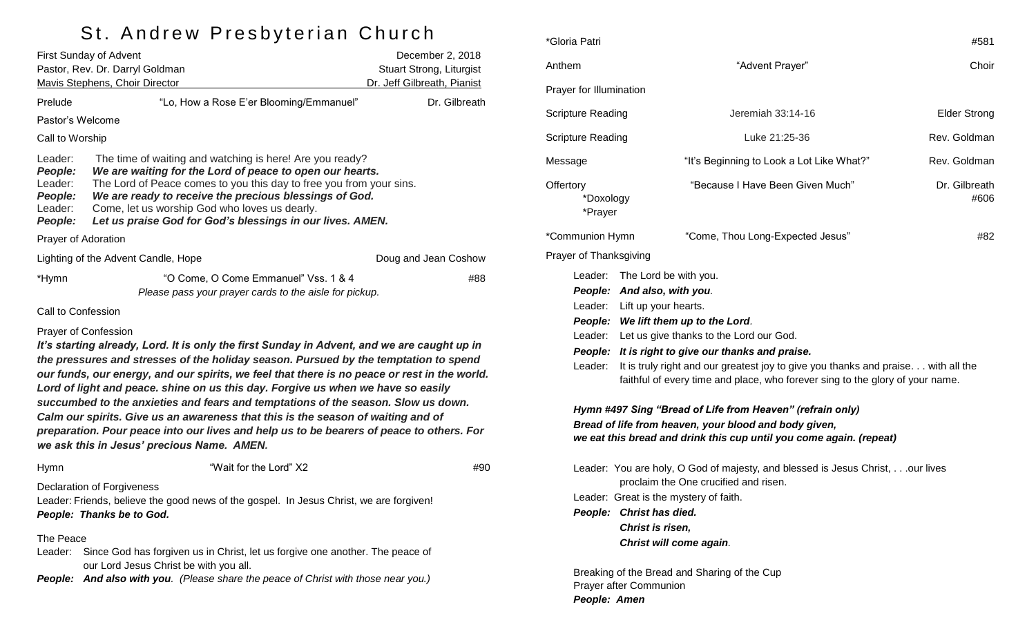# St. Andrew Presbyterian Church

First Sunday of Advent — December 2, 2018

Pastor, Rev. Dr. Darryl Goldman — Stuart Strong, Liturgist

Mavis Stephens, Choir Director — Dr. Jeff Gilbreath, Pianist

Prelude — "Lo, How a Rose E'er Blooming/Emmanuel" — Dr. Gilbreath

Pastor's Welcome

Call to Worship

Leader: The time of waiting and watching is here! Are you ready?
***People: We are waiting for the Lord of peace to open our hearts.***
Leader: The Lord of Peace comes to you this day to free you from your sins.
***People: We are ready to receive the precious blessings of God.***
Leader: Come, let us worship God who loves us dearly.
***People: Let us praise God for God's blessings in our lives. AMEN.***

Prayer of Adoration

Lighting of the Advent Candle, Hope — Doug and Jean Coshow

*Hymn — "O Come, O Come Emmanuel" Vss. 1 & 4 — #88
*Please pass your prayer cards to the aisle for pickup.*

Call to Confession

Prayer of Confession

***It's starting already, Lord. It is only the first Sunday in Advent, and we are caught up in the pressures and stresses of the holiday season. Pursued by the temptation to spend our funds, our energy, and our spirits, we feel that there is no peace or rest in the world. Lord of light and peace. shine on us this day. Forgive us when we have so easily succumbed to the anxieties and fears and temptations of the season. Slow us down. Calm our spirits. Give us an awareness that this is the season of waiting and of preparation. Pour peace into our lives and help us to be bearers of peace to others. For we ask this in Jesus' precious Name. AMEN.***

Hymn — "Wait for the Lord" X2 — #90

Declaration of Forgiveness

Leader: Friends, believe the good news of the gospel. In Jesus Christ, we are forgiven!
***People: Thanks be to God.***

The Peace

Leader: Since God has forgiven us in Christ, let us forgive one another. The peace of our Lord Jesus Christ be with you all.
***People: And also with you.*** *(Please share the peace of Christ with those near you.)*

*Gloria Patri — #581

Anthem — "Advent Prayer" — Choir

Prayer for Illumination

Scripture Reading — Jeremiah 33:14-16 — Elder Strong

Scripture Reading — Luke 21:25-36 — Rev. Goldman

Message — "It's Beginning to Look a Lot Like What?" — Rev. Goldman

Offertory — "Because I Have Been Given Much" — Dr. Gilbreath
*Doxology — #606
*Prayer

*Communion Hymn — "Come, Thou Long-Expected Jesus" — #82

Prayer of Thanksgiving

Leader: The Lord be with you.
***People: And also, with you.***
Leader: Lift up your hearts.
***People: We lift them up to the Lord.***
Leader: Let us give thanks to the Lord our God.
***People: It is right to give our thanks and praise.***
Leader: It is truly right and our greatest joy to give you thanks and praise. . . with all the faithful of every time and place, who forever sing to the glory of your name.

***Hymn #497 Sing "Bread of Life from Heaven" (refrain only)***
***Bread of life from heaven, your blood and body given,***
***we eat this bread and drink this cup until you come again. (repeat)***

Leader: You are holy, O God of majesty, and blessed is Jesus Christ, . . .our lives proclaim the One crucified and risen.
Leader: Great is the mystery of faith.
***People: Christ has died.***
***Christ is risen,***
***Christ will come again.***

Breaking of the Bread and Sharing of the Cup
Prayer after Communion
***People: Amen***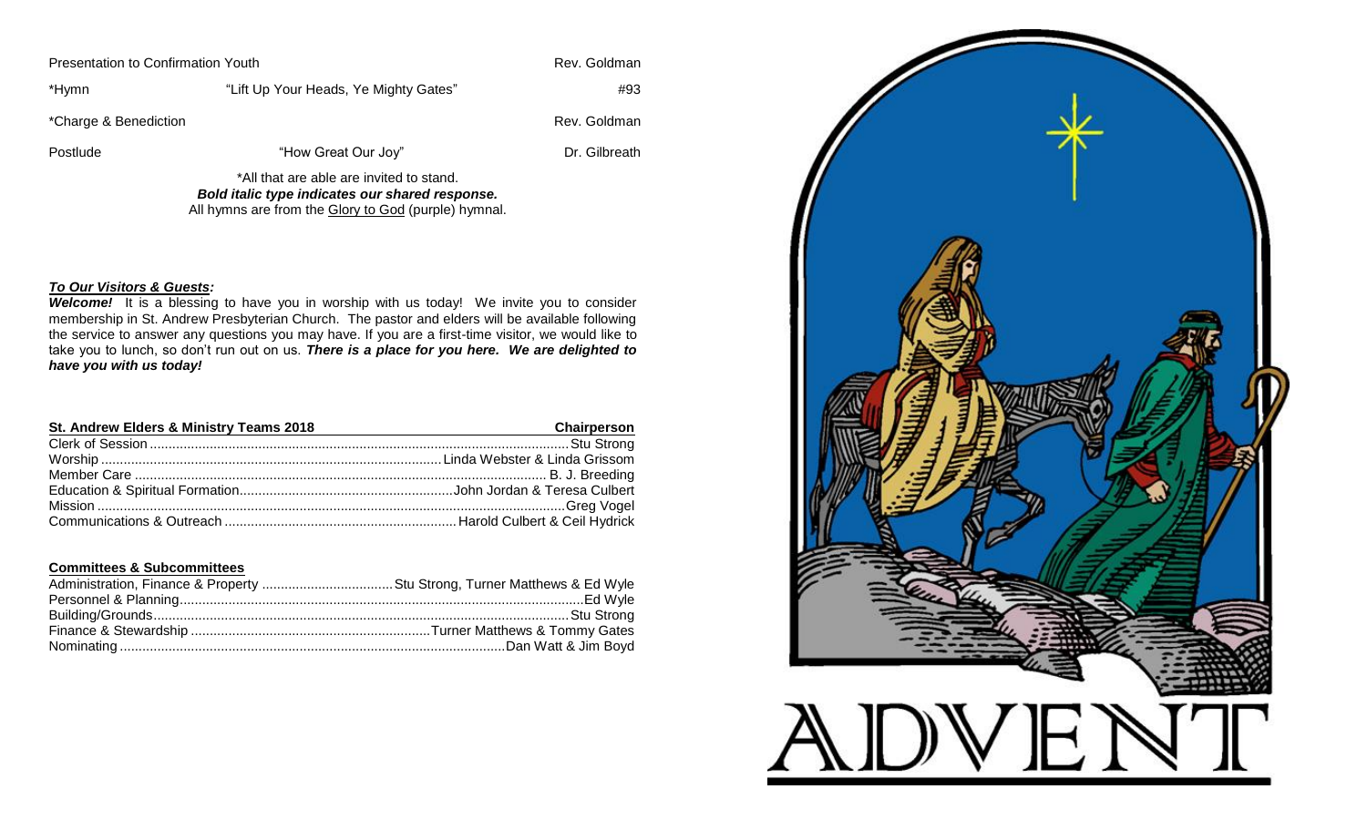| | | |
|---|---|---|
| Presentation to Confirmation Youth | | Rev. Goldman |
| *Hymn | "Lift Up Your Heads, Ye Mighty Gates" | #93 |
| *Charge & Benediction | | Rev. Goldman |
| Postlude | "How Great Our Joy" | Dr. Gilbreath |

*All that are able are invited to stand.
***Bold italic type indicates our shared response.***
All hymns are from the Glory to God (purple) hymnal.

***To Our Visitors & Guests:***

***Welcome!*** It is a blessing to have you in worship with us today! We invite you to consider membership in St. Andrew Presbyterian Church. The pastor and elders will be available following the service to answer any questions you may have. If you are a first-time visitor, we would like to take you to lunch, so don't run out on us. ***There is a place for you here. We are delighted to have you with us today!***

| St. Andrew Elders & Ministry Teams 2018 | Chairperson |
|---|---|
| Clerk of Session | Stu Strong |
| Worship | Linda Webster & Linda Grissom |
| Member Care | B. J. Breeding |
| Education & Spiritual Formation | John Jordan & Teresa Culbert |
| Mission | Greg Vogel |
| Communications & Outreach | Harold Culbert & Ceil Hydrick |

**Committees & Subcommittees**

| | |
|---|---|
| Administration, Finance & Property | Stu Strong, Turner Matthews & Ed Wyle |
| Personnel & Planning | Ed Wyle |
| Building/Grounds | Stu Strong |
| Finance & Stewardship | Turner Matthews & Tommy Gates |
| Nominating | Dan Watt & Jim Boyd |

ADVENT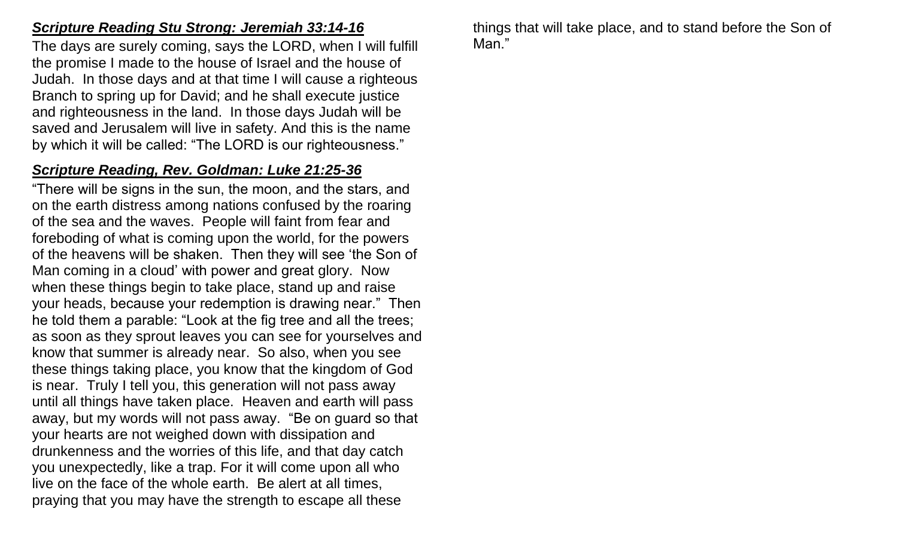***Scripture Reading Stu Strong: Jeremiah 33:14-16***

The days are surely coming, says the LORD, when I will fulfill the promise I made to the house of Israel and the house of Judah. In those days and at that time I will cause a righteous Branch to spring up for David; and he shall execute justice and righteousness in the land. In those days Judah will be saved and Jerusalem will live in safety. And this is the name by which it will be called: "The LORD is our righteousness."

***Scripture Reading, Rev. Goldman: Luke 21:25-36***

"There will be signs in the sun, the moon, and the stars, and on the earth distress among nations confused by the roaring of the sea and the waves. People will faint from fear and foreboding of what is coming upon the world, for the powers of the heavens will be shaken. Then they will see 'the Son of Man coming in a cloud' with power and great glory. Now when these things begin to take place, stand up and raise your heads, because your redemption is drawing near." Then he told them a parable: "Look at the fig tree and all the trees; as soon as they sprout leaves you can see for yourselves and know that summer is already near. So also, when you see these things taking place, you know that the kingdom of God is near. Truly I tell you, this generation will not pass away until all things have taken place. Heaven and earth will pass away, but my words will not pass away. "Be on guard so that your hearts are not weighed down with dissipation and drunkenness and the worries of this life, and that day catch you unexpectedly, like a trap. For it will come upon all who live on the face of the whole earth. Be alert at all times, praying that you may have the strength to escape all these things that will take place, and to stand before the Son of Man."